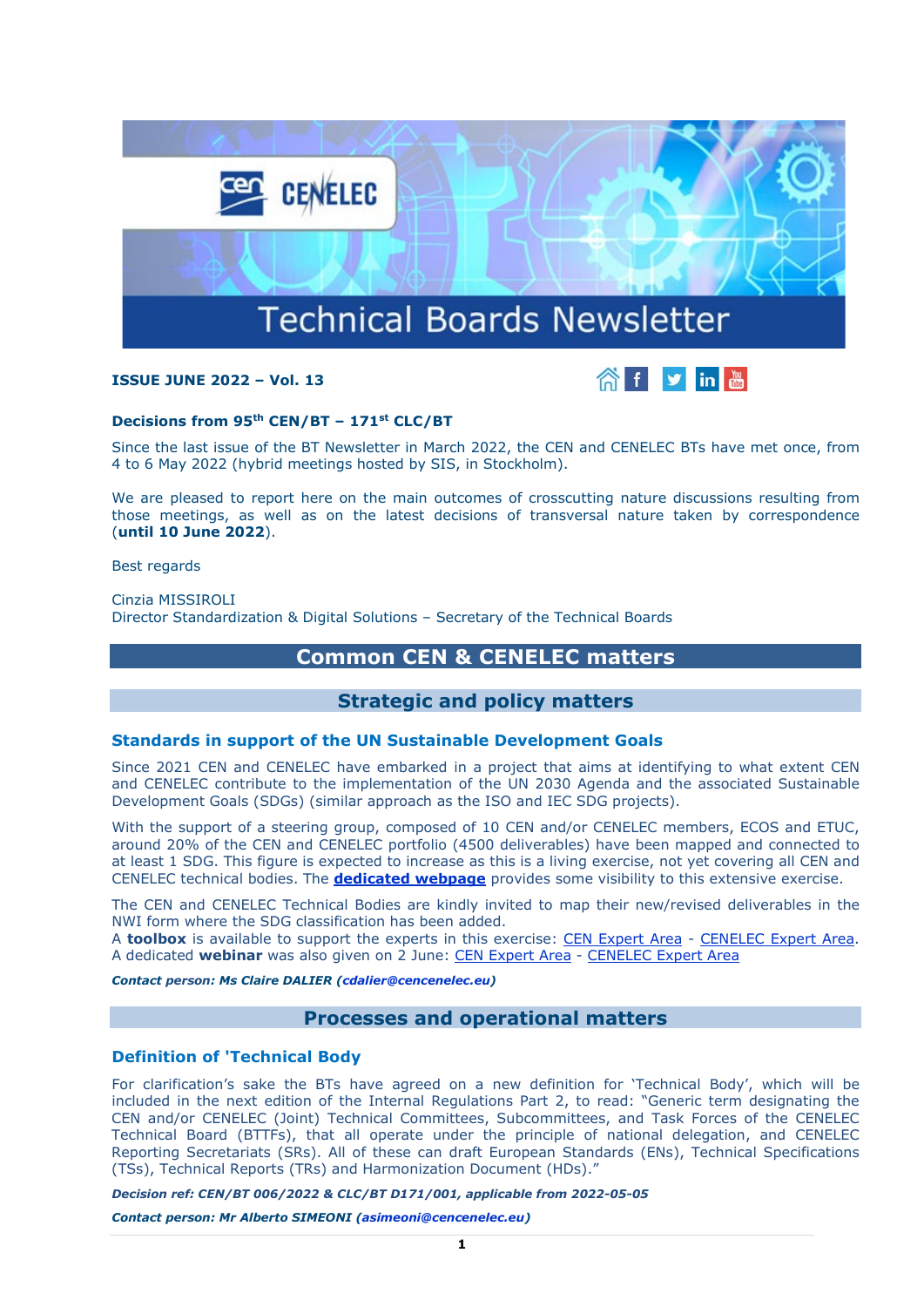# Technical Boards Newsletter

**ISSUE JUNE 2022 – Vol. 13**

**Decisions from 95th CEN/BT – 171st CLC/BT**

Since the last issue of the BT Newsletter in March 2022, the CEN and CENELEC BTs have met once, from 4 to 6 May 2022 (hybrid meetings hosted by SIS, in Stockholm).

We are pleased to report here on the main outcomes of crosscutting nature discussions resulting from those meetings, as well as on the latest decisions of transversal nature taken by correspondence (**until 10 June 2022**).

Best regards

Cinzia MISSIROLI
Director Standardization & Digital Solutions – Secretary of the Technical Boards

## Common CEN & CENELEC matters

### Strategic and policy matters

#### Standards in support of the UN Sustainable Development Goals

Since 2021 CEN and CENELEC have embarked in a project that aims at identifying to what extent CEN and CENELEC contribute to the implementation of the UN 2030 Agenda and the associated Sustainable Development Goals (SDGs) (similar approach as the ISO and IEC SDG projects).

With the support of a steering group, composed of 10 CEN and/or CENELEC members, ECOS and ETUC, around 20% of the CEN and CENELEC portfolio (4500 deliverables) have been mapped and connected to at least 1 SDG. This figure is expected to increase as this is a living exercise, not yet covering all CEN and CENELEC technical bodies. The **dedicated webpage** provides some visibility to this extensive exercise.

The CEN and CENELEC Technical Bodies are kindly invited to map their new/revised deliverables in the NWI form where the SDG classification has been added.
A **toolbox** is available to support the experts in this exercise: CEN Expert Area - CENELEC Expert Area.
A dedicated **webinar** was also given on 2 June: CEN Expert Area - CENELEC Expert Area

***Contact person: Ms Claire DALIER (cdalier@cencenelec.eu)***

### Processes and operational matters

#### Definition of 'Technical Body

For clarification's sake the BTs have agreed on a new definition for 'Technical Body', which will be included in the next edition of the Internal Regulations Part 2, to read: "Generic term designating the CEN and/or CENELEC (Joint) Technical Committees, Subcommittees, and Task Forces of the CENELEC Technical Board (BTTFs), that all operate under the principle of national delegation, and CENELEC Reporting Secretariats (SRs). All of these can draft European Standards (ENs), Technical Specifications (TSs), Technical Reports (TRs) and Harmonization Document (HDs)."

***Decision ref: CEN/BT 006/2022 & CLC/BT D171/001, applicable from 2022-05-05***

***Contact person: Mr Alberto SIMEONI (asimeoni@cencenelec.eu)***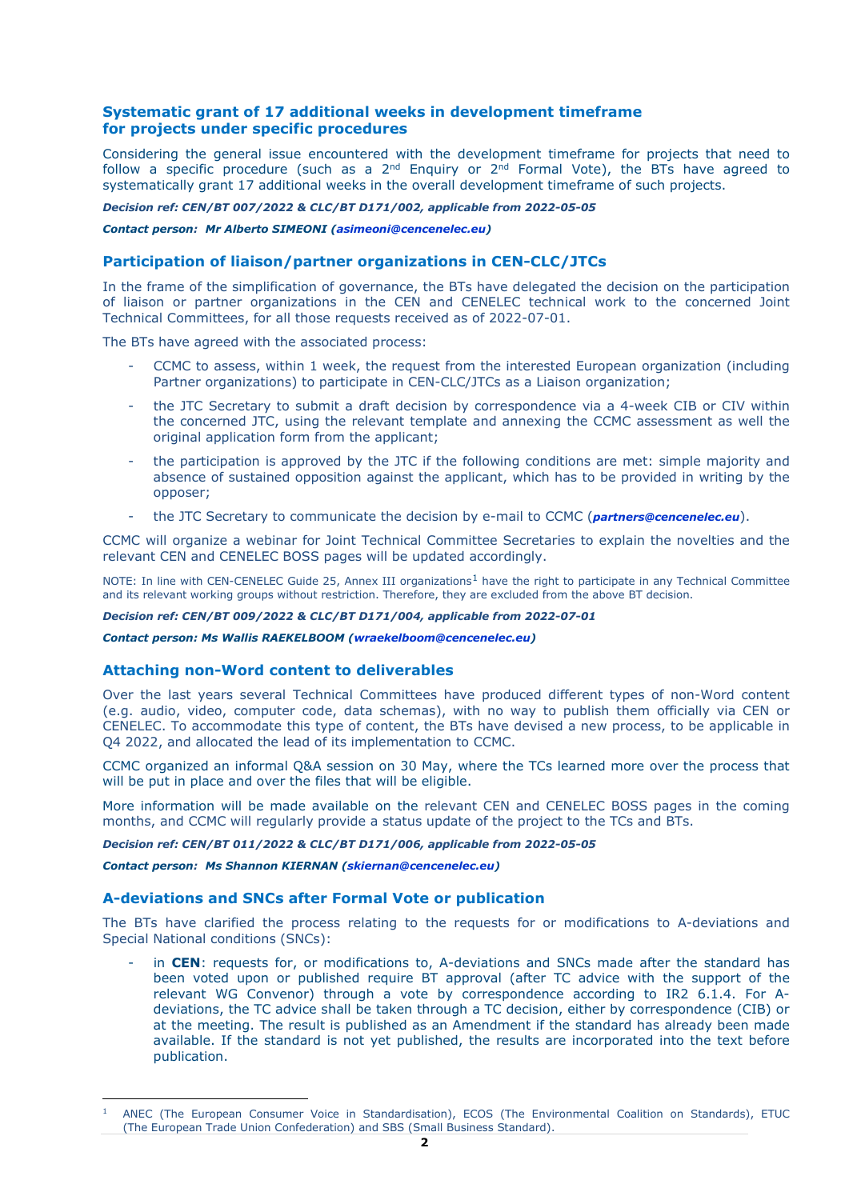## Systematic grant of 17 additional weeks in development timeframe for projects under specific procedures

Considering the general issue encountered with the development timeframe for projects that need to follow a specific procedure (such as a 2nd Enquiry or 2nd Formal Vote), the BTs have agreed to systematically grant 17 additional weeks in the overall development timeframe of such projects.

***Decision ref: CEN/BT 007/2022 & CLC/BT D171/002, applicable from 2022-05-05***

***Contact person: Mr Alberto SIMEONI (asimeoni@cencenelec.eu)***

## Participation of liaison/partner organizations in CEN-CLC/JTCs

In the frame of the simplification of governance, the BTs have delegated the decision on the participation of liaison or partner organizations in the CEN and CENELEC technical work to the concerned Joint Technical Committees, for all those requests received as of 2022-07-01.

The BTs have agreed with the associated process:

- CCMC to assess, within 1 week, the request from the interested European organization (including Partner organizations) to participate in CEN-CLC/JTCs as a Liaison organization;
- the JTC Secretary to submit a draft decision by correspondence via a 4-week CIB or CIV within the concerned JTC, using the relevant template and annexing the CCMC assessment as well the original application form from the applicant;
- the participation is approved by the JTC if the following conditions are met: simple majority and absence of sustained opposition against the applicant, which has to be provided in writing by the opposer;
- the JTC Secretary to communicate the decision by e-mail to CCMC (***partners@cencenelec.eu***).

CCMC will organize a webinar for Joint Technical Committee Secretaries to explain the novelties and the relevant CEN and CENELEC BOSS pages will be updated accordingly.

NOTE: In line with CEN-CENELEC Guide 25, Annex III organizations[1] have the right to participate in any Technical Committee and its relevant working groups without restriction. Therefore, they are excluded from the above BT decision.

***Decision ref: CEN/BT 009/2022 & CLC/BT D171/004, applicable from 2022-07-01***

***Contact person: Ms Wallis RAEKELBOOM (wraekelboom@cencenelec.eu)***

## Attaching non-Word content to deliverables

Over the last years several Technical Committees have produced different types of non-Word content (e.g. audio, video, computer code, data schemas), with no way to publish them officially via CEN or CENELEC. To accommodate this type of content, the BTs have devised a new process, to be applicable in Q4 2022, and allocated the lead of its implementation to CCMC.

CCMC organized an informal Q&A session on 30 May, where the TCs learned more over the process that will be put in place and over the files that will be eligible.

More information will be made available on the relevant CEN and CENELEC BOSS pages in the coming months, and CCMC will regularly provide a status update of the project to the TCs and BTs.

***Decision ref: CEN/BT 011/2022 & CLC/BT D171/006, applicable from 2022-05-05***

***Contact person: Ms Shannon KIERNAN (skiernan@cencenelec.eu)***

## A-deviations and SNCs after Formal Vote or publication

The BTs have clarified the process relating to the requests for or modifications to A-deviations and Special National conditions (SNCs):

- in **CEN**: requests for, or modifications to, A-deviations and SNCs made after the standard has been voted upon or published require BT approval (after TC advice with the support of the relevant WG Convenor) through a vote by correspondence according to IR2 6.1.4. For A-deviations, the TC advice shall be taken through a TC decision, either by correspondence (CIB) or at the meeting. The result is published as an Amendment if the standard has already been made available. If the standard is not yet published, the results are incorporated into the text before publication.

---

[1] ANEC (The European Consumer Voice in Standardisation), ECOS (The Environmental Coalition on Standards), ETUC (The European Trade Union Confederation) and SBS (Small Business Standard).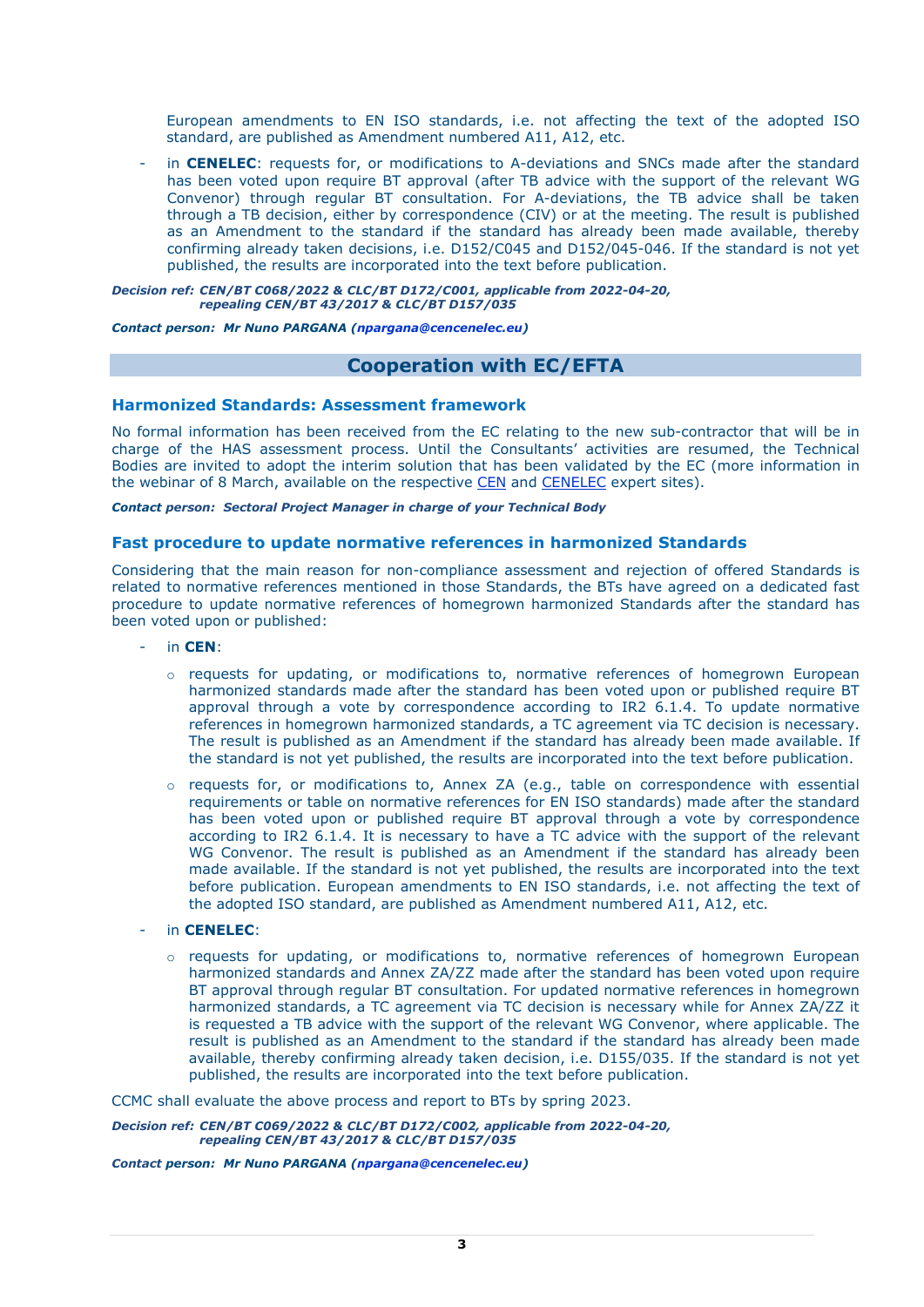European amendments to EN ISO standards, i.e. not affecting the text of the adopted ISO standard, are published as Amendment numbered A11, A12, etc.

- in **CENELEC**: requests for, or modifications to A-deviations and SNCs made after the standard has been voted upon require BT approval (after TB advice with the support of the relevant WG Convenor) through regular BT consultation. For A-deviations, the TB advice shall be taken through a TB decision, either by correspondence (CIV) or at the meeting. The result is published as an Amendment to the standard if the standard has already been made available, thereby confirming already taken decisions, i.e. D152/C045 and D152/045-046. If the standard is not yet published, the results are incorporated into the text before publication.

***Decision ref: CEN/BT C068/2022 & CLC/BT D172/C001, applicable from 2022-04-20, repealing CEN/BT 43/2017 & CLC/BT D157/035***

***Contact person: Mr Nuno PARGANA (npargana@cencenelec.eu)***

## Cooperation with EC/EFTA

### Harmonized Standards: Assessment framework

No formal information has been received from the EC relating to the new sub-contractor that will be in charge of the HAS assessment process. Until the Consultants' activities are resumed, the Technical Bodies are invited to adopt the interim solution that has been validated by the EC (more information in the webinar of 8 March, available on the respective CEN and CENELEC expert sites).

***Contact person: Sectoral Project Manager in charge of your Technical Body***

### Fast procedure to update normative references in harmonized Standards

Considering that the main reason for non-compliance assessment and rejection of offered Standards is related to normative references mentioned in those Standards, the BTs have agreed on a dedicated fast procedure to update normative references of homegrown harmonized Standards after the standard has been voted upon or published:

- in **CEN**:
  - requests for updating, or modifications to, normative references of homegrown European harmonized standards made after the standard has been voted upon or published require BT approval through a vote by correspondence according to IR2 6.1.4. To update normative references in homegrown harmonized standards, a TC agreement via TC decision is necessary. The result is published as an Amendment if the standard has already been made available. If the standard is not yet published, the results are incorporated into the text before publication.
  - requests for, or modifications to, Annex ZA (e.g., table on correspondence with essential requirements or table on normative references for EN ISO standards) made after the standard has been voted upon or published require BT approval through a vote by correspondence according to IR2 6.1.4. It is necessary to have a TC advice with the support of the relevant WG Convenor. The result is published as an Amendment if the standard has already been made available. If the standard is not yet published, the results are incorporated into the text before publication. European amendments to EN ISO standards, i.e. not affecting the text of the adopted ISO standard, are published as Amendment numbered A11, A12, etc.
- in **CENELEC**:
  - requests for updating, or modifications to, normative references of homegrown European harmonized standards and Annex ZA/ZZ made after the standard has been voted upon require BT approval through regular BT consultation. For updated normative references in homegrown harmonized standards, a TC agreement via TC decision is necessary while for Annex ZA/ZZ it is requested a TB advice with the support of the relevant WG Convenor, where applicable. The result is published as an Amendment to the standard if the standard has already been made available, thereby confirming already taken decision, i.e. D155/035. If the standard is not yet published, the results are incorporated into the text before publication.

CCMC shall evaluate the above process and report to BTs by spring 2023.

***Decision ref: CEN/BT C069/2022 & CLC/BT D172/C002, applicable from 2022-04-20, repealing CEN/BT 43/2017 & CLC/BT D157/035***

***Contact person: Mr Nuno PARGANA (npargana@cencenelec.eu)***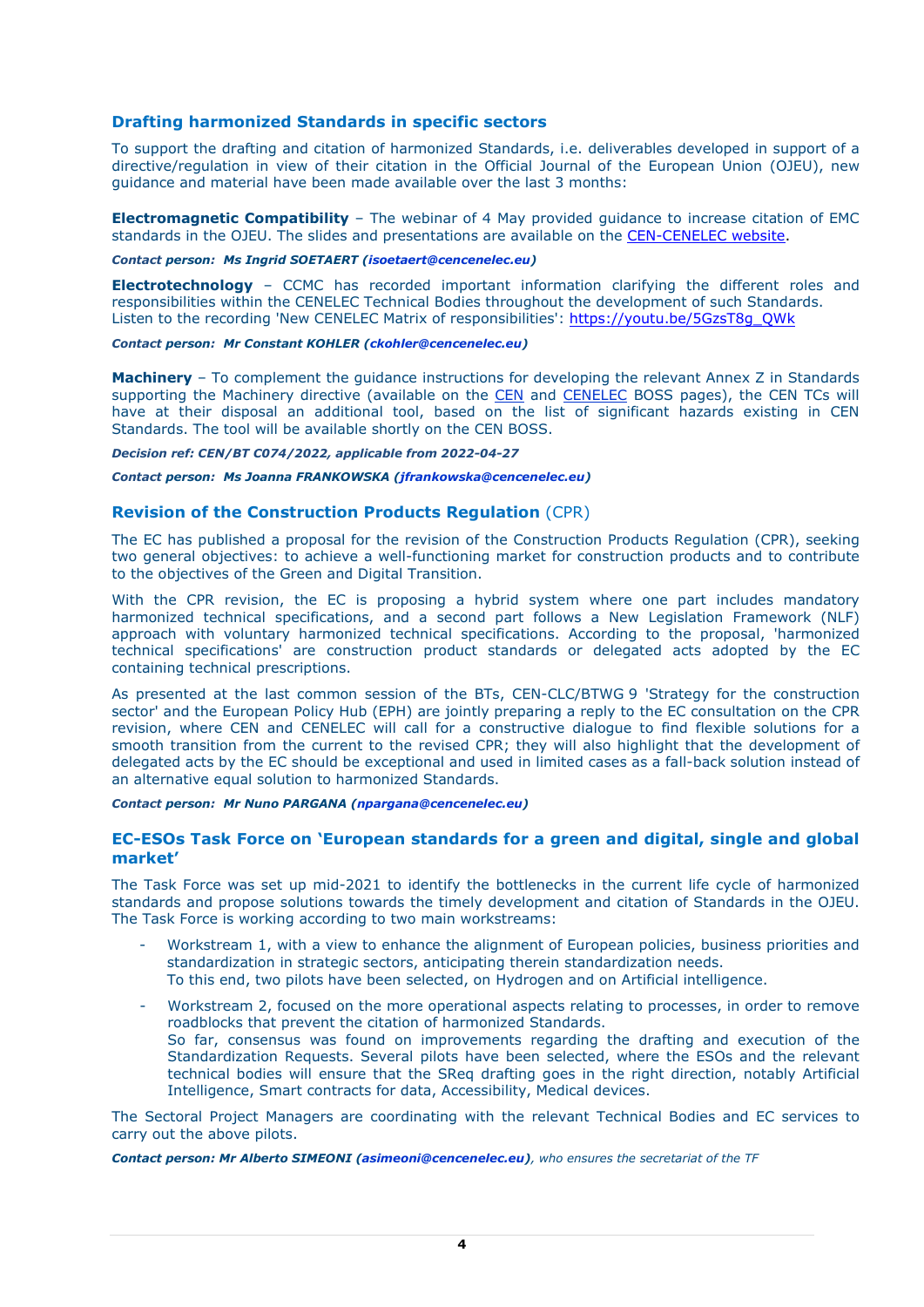## Drafting harmonized Standards in specific sectors

To support the drafting and citation of harmonized Standards, i.e. deliverables developed in support of a directive/regulation in view of their citation in the Official Journal of the European Union (OJEU), new guidance and material have been made available over the last 3 months:

**Electromagnetic Compatibility** – The webinar of 4 May provided guidance to increase citation of EMC standards in the OJEU. The slides and presentations are available on the [CEN-CENELEC website](CEN-CENELEC website).

***Contact person: Ms Ingrid SOETAERT (isoetaert@cencenelec.eu)***

**Electrotechnology** – CCMC has recorded important information clarifying the different roles and responsibilities within the CENELEC Technical Bodies throughout the development of such Standards. Listen to the recording 'New CENELEC Matrix of responsibilities': https://youtu.be/5GzsT8g_QWk

***Contact person: Mr Constant KOHLER (ckohler@cencenelec.eu)***

**Machinery** – To complement the guidance instructions for developing the relevant Annex Z in Standards supporting the Machinery directive (available on the CEN and CENELEC BOSS pages), the CEN TCs will have at their disposal an additional tool, based on the list of significant hazards existing in CEN Standards. The tool will be available shortly on the CEN BOSS.

***Decision ref: CEN/BT C074/2022, applicable from 2022-04-27***

***Contact person: Ms Joanna FRANKOWSKA (jfrankowska@cencenelec.eu)***

## Revision of the Construction Products Regulation (CPR)

The EC has published a proposal for the revision of the Construction Products Regulation (CPR), seeking two general objectives: to achieve a well-functioning market for construction products and to contribute to the objectives of the Green and Digital Transition.

With the CPR revision, the EC is proposing a hybrid system where one part includes mandatory harmonized technical specifications, and a second part follows a New Legislation Framework (NLF) approach with voluntary harmonized technical specifications. According to the proposal, 'harmonized technical specifications' are construction product standards or delegated acts adopted by the EC containing technical prescriptions.

As presented at the last common session of the BTs, CEN-CLC/BTWG 9 'Strategy for the construction sector' and the European Policy Hub (EPH) are jointly preparing a reply to the EC consultation on the CPR revision, where CEN and CENELEC will call for a constructive dialogue to find flexible solutions for a smooth transition from the current to the revised CPR; they will also highlight that the development of delegated acts by the EC should be exceptional and used in limited cases as a fall-back solution instead of an alternative equal solution to harmonized Standards.

***Contact person: Mr Nuno PARGANA (npargana@cencenelec.eu)***

## EC-ESOs Task Force on 'European standards for a green and digital, single and global market'

The Task Force was set up mid-2021 to identify the bottlenecks in the current life cycle of harmonized standards and propose solutions towards the timely development and citation of Standards in the OJEU. The Task Force is working according to two main workstreams:

- Workstream 1, with a view to enhance the alignment of European policies, business priorities and standardization in strategic sectors, anticipating therein standardization needs.
  To this end, two pilots have been selected, on Hydrogen and on Artificial intelligence.
- Workstream 2, focused on the more operational aspects relating to processes, in order to remove roadblocks that prevent the citation of harmonized Standards.
  So far, consensus was found on improvements regarding the drafting and execution of the Standardization Requests. Several pilots have been selected, where the ESOs and the relevant technical bodies will ensure that the SReq drafting goes in the right direction, notably Artificial Intelligence, Smart contracts for data, Accessibility, Medical devices.

The Sectoral Project Managers are coordinating with the relevant Technical Bodies and EC services to carry out the above pilots.

***Contact person: Mr Alberto SIMEONI (asimeoni@cencenelec.eu)****, who ensures the secretariat of the TF*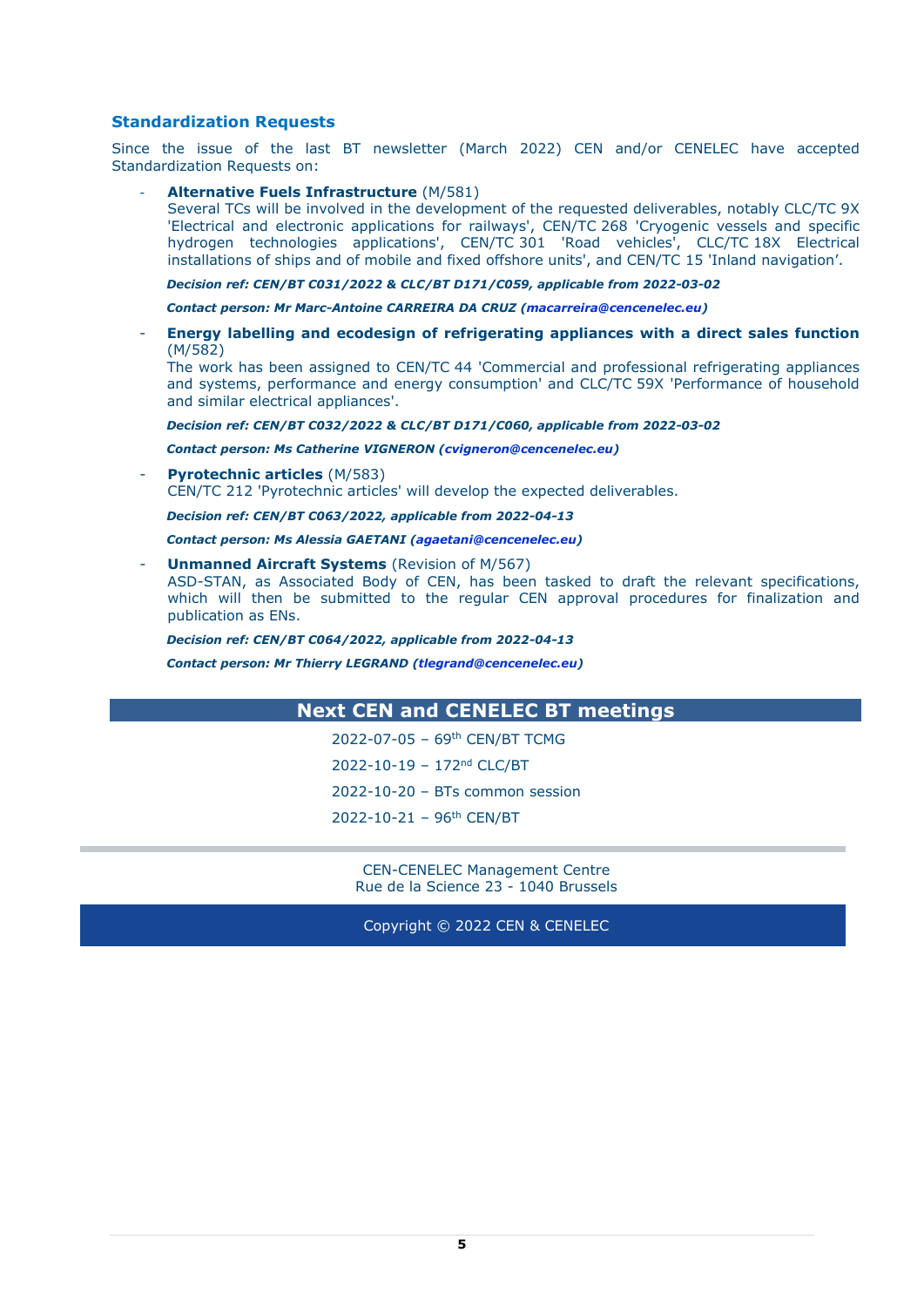## Standardization Requests

Since the issue of the last BT newsletter (March 2022) CEN and/or CENELEC have accepted Standardization Requests on:

- **Alternative Fuels Infrastructure** (M/581)
  Several TCs will be involved in the development of the requested deliverables, notably CLC/TC 9X 'Electrical and electronic applications for railways', CEN/TC 268 'Cryogenic vessels and specific hydrogen technologies applications', CEN/TC 301 'Road vehicles', CLC/TC 18X Electrical installations of ships and of mobile and fixed offshore units', and CEN/TC 15 'Inland navigation'.

  ***Decision ref: CEN/BT C031/2022 & CLC/BT D171/C059, applicable from 2022-03-02***

  ***Contact person: Mr Marc-Antoine CARREIRA DA CRUZ (macarreira@cencenelec.eu)***

- **Energy labelling and ecodesign of refrigerating appliances with a direct sales function** (M/582)
  The work has been assigned to CEN/TC 44 'Commercial and professional refrigerating appliances and systems, performance and energy consumption' and CLC/TC 59X 'Performance of household and similar electrical appliances'.

  ***Decision ref: CEN/BT C032/2022 & CLC/BT D171/C060, applicable from 2022-03-02***

  ***Contact person: Ms Catherine VIGNERON (cvigneron@cencenelec.eu)***

- **Pyrotechnic articles** (M/583)
  CEN/TC 212 'Pyrotechnic articles' will develop the expected deliverables.

  ***Decision ref: CEN/BT C063/2022, applicable from 2022-04-13***

  ***Contact person: Ms Alessia GAETANI (agaetani@cencenelec.eu)***

- **Unmanned Aircraft Systems** (Revision of M/567)
  ASD-STAN, as Associated Body of CEN, has been tasked to draft the relevant specifications, which will then be submitted to the regular CEN approval procedures for finalization and publication as ENs.

  ***Decision ref: CEN/BT C064/2022, applicable from 2022-04-13***

  ***Contact person: Mr Thierry LEGRAND (tlegrand@cencenelec.eu)***

## Next CEN and CENELEC BT meetings

2022-07-05 – 69th CEN/BT TCMG

2022-10-19 – 172nd CLC/BT

2022-10-20 – BTs common session

2022-10-21 – 96th CEN/BT

CEN-CENELEC Management Centre
Rue de la Science 23 - 1040 Brussels

Copyright © 2022 CEN & CENELEC